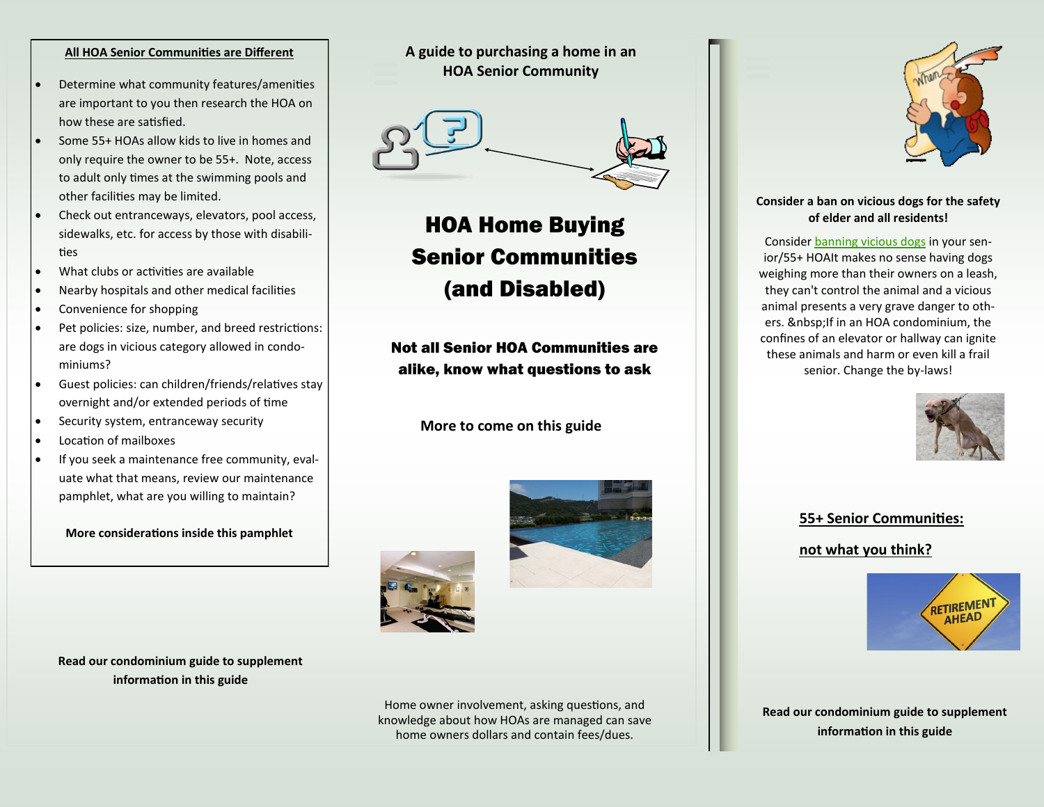### All HOA Senior Communities are Different

- Determine what community features/amenities are important to you then research the HOA on how these are satisfied.
- Some 55+ HOAs allow kids to live in homes and only require the owner to be 55+. Note, access to adult only times at the swimming pools and other facilities may be limited.
- Check out entranceways, elevators, pool access, sidewalks, etc. for access by those with disabilities
- What clubs or activities are available
- Nearby hospitals and other medical facilities
- Convenience for shopping
- Pet policies: size, number, and breed restrictions: are dogs in vicious category allowed in condominiums?
- Guest policies: can children/friends/relatives stay overnight and/or extended periods of time
- Security system, entranceway security
- Location of mailboxes
- If you seek a maintenance free community, evaluate what that means, review our maintenance pamphlet, what are you willing to maintain?

**More considerations inside this pamphlet**

**Read our condominium guide to supplement information in this guide**

**A guide to purchasing a home in an HOA Senior Community**

# HOA Home Buying Senior Communities (and Disabled)

## Not all Senior HOA Communities are alike, know what questions to ask

**More to come on this guide**

Home owner involvement, asking questions, and knowledge about how HOAs are managed can save home owners dollars and contain fees/dues.

**Consider a ban on vicious dogs for the safety of elder and all residents!**

Consider banning vicious dogs in your senior/55+ HOAIt makes no sense having dogs weighing more than their owners on a leash, they can't control the animal and a vicious animal presents a very grave danger to others. &nbsp;If in an HOA condominium, the confines of an elevator or hallway can ignite these animals and harm or even kill a frail senior. Change the by-laws!

### 55+ Senior Communities:

### not what you think?

**Read our condominium guide to supplement information in this guide**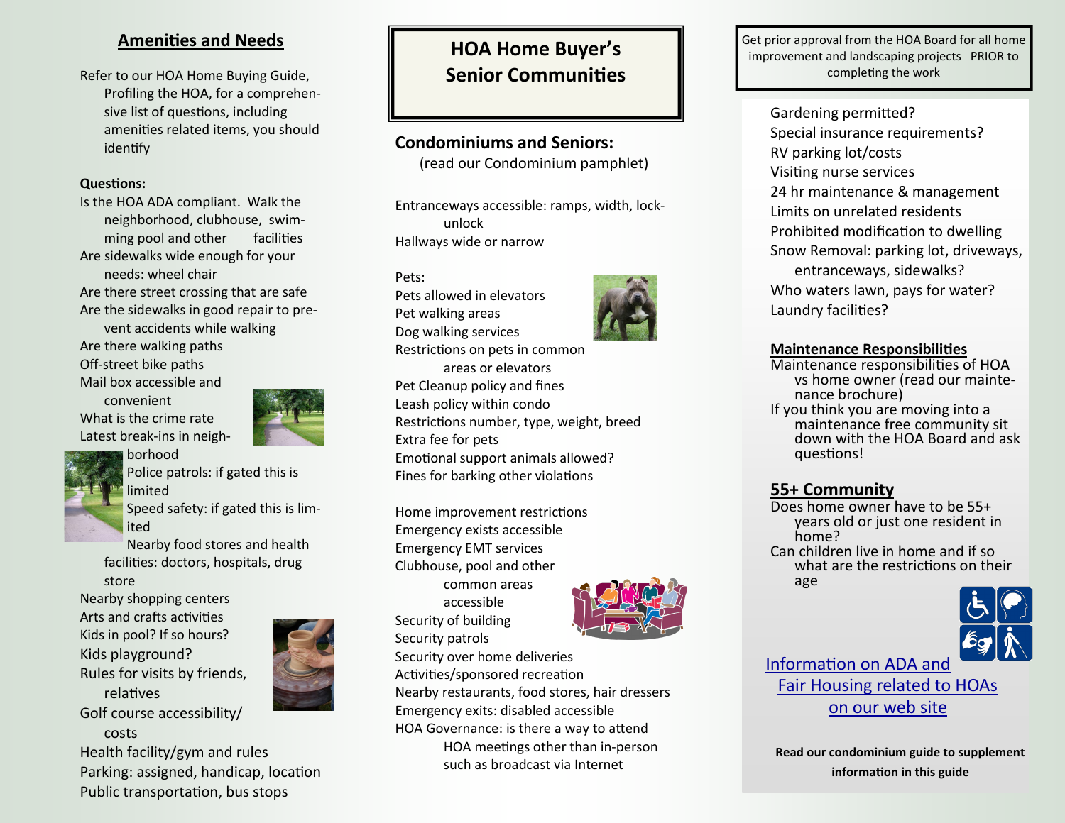## Amenities and Needs

Refer to our HOA Home Buying Guide, Profiling the HOA, for a comprehensive list of questions, including amenities related items, you should identify

**Questions:**

Is the HOA ADA compliant. Walk the neighborhood, clubhouse, swimming pool and other facilities
Are sidewalks wide enough for your needs: wheel chair
Are there street crossing that are safe
Are the sidewalks in good repair to prevent accidents while walking
Are there walking paths
Off-street bike paths
Mail box accessible and convenient
What is the crime rate
Latest break-ins in neighborhood
Police patrols: if gated this is limited
Speed safety: if gated this is limited
Nearby food stores and health facilities: doctors, hospitals, drug store
Nearby shopping centers
Arts and crafts activities
Kids in pool? If so hours?
Kids playground?
Rules for visits by friends, relatives
Golf course accessibility/ costs
Health facility/gym and rules
Parking: assigned, handicap, location
Public transportation, bus stops

# HOA Home Buyer's Senior Communities

## Condominiums and Seniors:

(read our Condominium pamphlet)

Entranceways accessible: ramps, width, lock-unlock
Hallways wide or narrow

Pets:
Pets allowed in elevators
Pet walking areas
Dog walking services
Restrictions on pets in common areas or elevators
Pet Cleanup policy and fines
Leash policy within condo
Restrictions number, type, weight, breed
Extra fee for pets
Emotional support animals allowed?
Fines for barking other violations

Home improvement restrictions
Emergency exists accessible
Emergency EMT services
Clubhouse, pool and other common areas accessible
Security of building
Security patrols
Security over home deliveries
Activities/sponsored recreation
Nearby restaurants, food stores, hair dressers
Emergency exits: disabled accessible
HOA Governance: is there a way to attend HOA meetings other than in-person such as broadcast via Internet

Get prior approval from the HOA Board for all home improvement and landscaping projects PRIOR to completing the work

Gardening permitted?
Special insurance requirements?
RV parking lot/costs
Visiting nurse services
24 hr maintenance & management
Limits on unrelated residents
Prohibited modification to dwelling
Snow Removal: parking lot, driveways, entranceways, sidewalks?
Who waters lawn, pays for water?
Laundry facilities?

## Maintenance Responsibilities

Maintenance responsibilities of HOA vs home owner (read our maintenance brochure)
If you think you are moving into a maintenance free community sit down with the HOA Board and ask questions!

## 55+ Community

Does home owner have to be 55+ years old or just one resident in home?
Can children live in home and if so what are the restrictions on their age

Information on ADA and Fair Housing related to HOAs on our web site

**Read our condominium guide to supplement information in this guide**